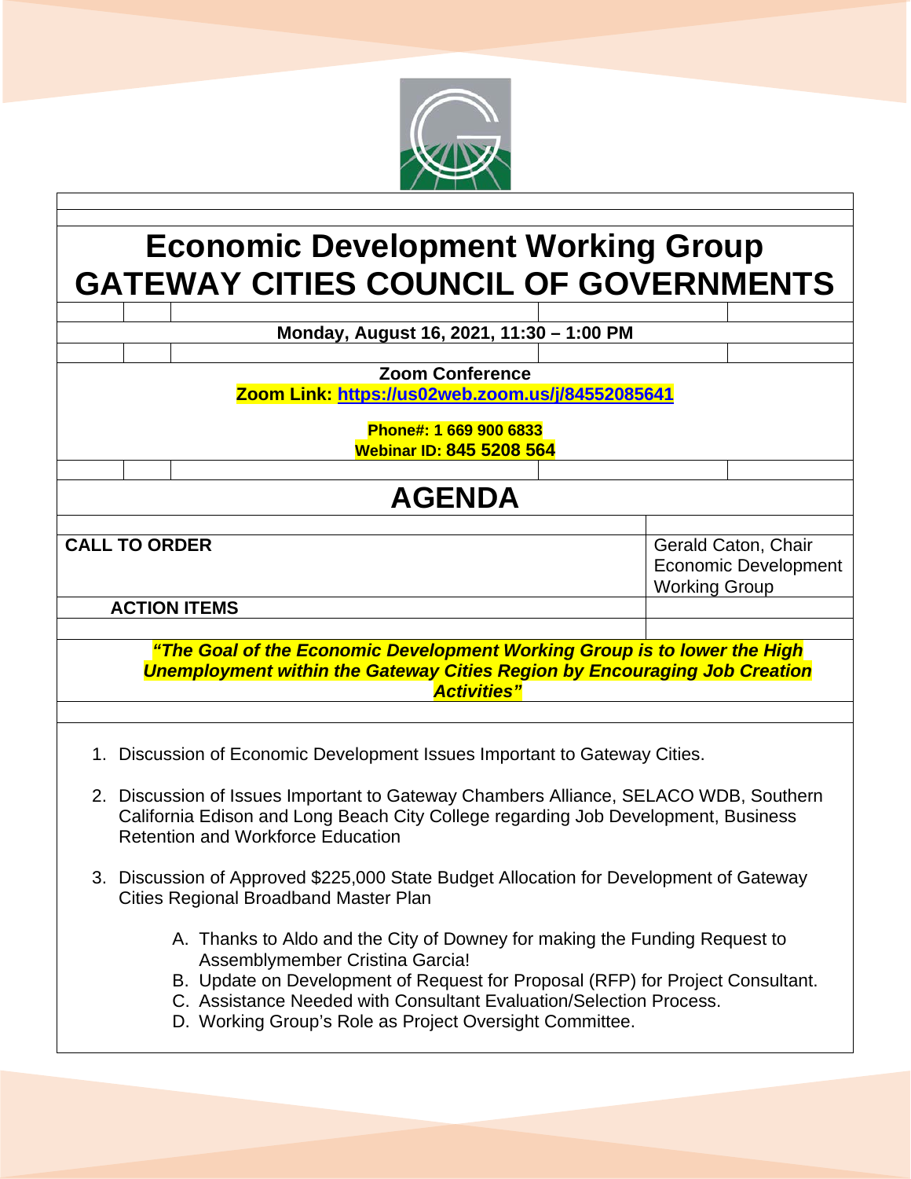# Economic Development Working Group
# GATEWAY CITIES COUNCIL OF GOVERNMENTS

**Monday, August 16, 2021, 11:30 – 1:00 PM**

**Zoom Conference**
**Zoom Link: [https://us02web.zoom.us/j/84552085641](https://us02web.zoom.us/j/84552085641)**

**Phone#: 1 669 900 6833**
**Webinar ID: 845 5208 564**

## AGENDA

| | |
|---|---|
| **CALL TO ORDER** | Gerald Caton, Chair Economic Development Working Group |
| **ACTION ITEMS** | |

***"The Goal of the Economic Development Working Group is to lower the High Unemployment within the Gateway Cities Region by Encouraging Job Creation Activities"***

1. Discussion of Economic Development Issues Important to Gateway Cities.

2. Discussion of Issues Important to Gateway Chambers Alliance, SELACO WDB, Southern California Edison and Long Beach City College regarding Job Development, Business Retention and Workforce Education

3. Discussion of Approved $225,000 State Budget Allocation for Development of Gateway Cities Regional Broadband Master Plan

   A. Thanks to Aldo and the City of Downey for making the Funding Request to Assemblymember Cristina Garcia!
   B. Update on Development of Request for Proposal (RFP) for Project Consultant.
   C. Assistance Needed with Consultant Evaluation/Selection Process.
   D. Working Group's Role as Project Oversight Committee.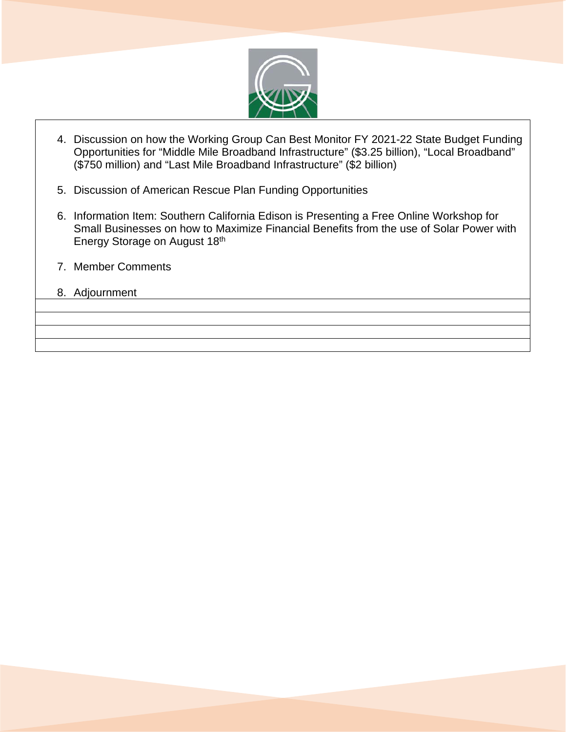4. Discussion on how the Working Group Can Best Monitor FY 2021-22 State Budget Funding Opportunities for “Middle Mile Broadband Infrastructure” ($3.25 billion), “Local Broadband” ($750 million) and “Last Mile Broadband Infrastructure” ($2 billion)

5. Discussion of American Rescue Plan Funding Opportunities

6. Information Item: Southern California Edison is Presenting a Free Online Workshop for Small Businesses on how to Maximize Financial Benefits from the use of Solar Power with Energy Storage on August 18th

7. Member Comments

8. Adjournment